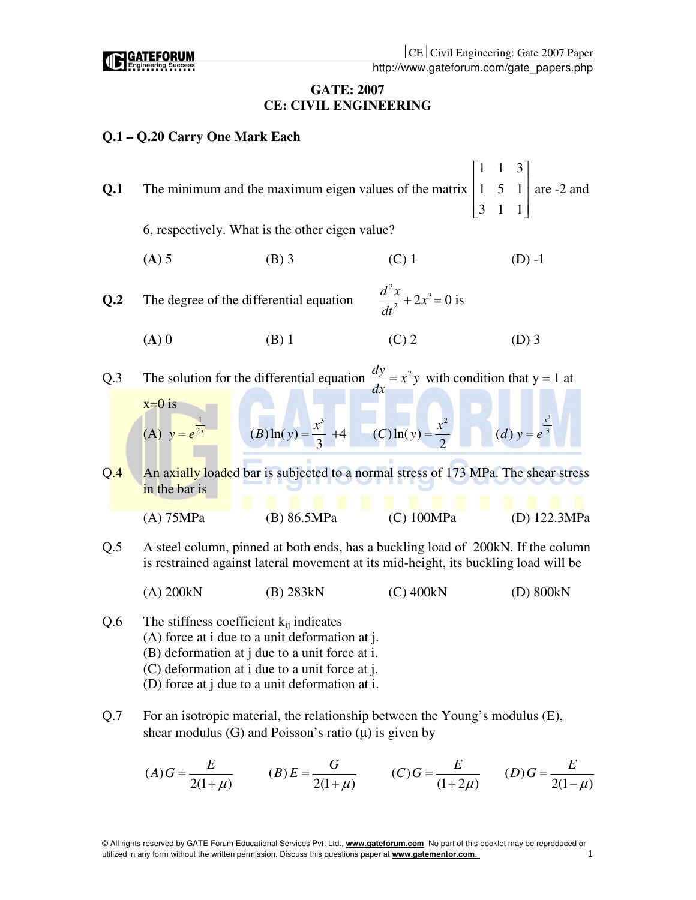# GATE: 2007
## CE: CIVIL ENGINEERING

### Q.1 – Q.20 Carry One Mark Each

**Q.1** The minimum and the maximum eigen values of the matrix $\begin{bmatrix} 1 & 1 & 3 \\ 1 & 5 & 1 \\ 3 & 1 & 1 \end{bmatrix}$ are -2 and 6, respectively. What is the other eigen value?

**(A)** 5 (B) 3 (C) 1 (D) -1

**Q.2** The degree of the differential equation $\frac{d^2x}{dt^2} + 2x^3 = 0$ is

**(A)** 0 (B) 1 (C) 2 (D) 3

Q.3 The solution for the differential equation $\frac{dy}{dx} = x^2 y$ with condition that y = 1 at x=0 is

(A) $y = e^{\frac{1}{2x}}$ $(B)\ln(y) = \frac{x^3}{3} + 4$ $(C)\ln(y) = \frac{x^2}{2}$ $(d)\ y = e^{\frac{x^3}{3}}$

Q.4 An axially loaded bar is subjected to a normal stress of 173 MPa. The shear stress in the bar is

(A) 75MPa (B) 86.5MPa (C) 100MPa (D) 122.3MPa

Q.5 A steel column, pinned at both ends, has a buckling load of 200kN. If the column is restrained against lateral movement at its mid-height, its buckling load will be

(A) 200kN (B) 283kN (C) 400kN (D) 800kN

Q.6 The stiffness coefficient $k_{ij}$ indicates
(A) force at i due to a unit deformation at j.
(B) deformation at j due to a unit force at i.
(C) deformation at i due to a unit force at j.
(D) force at j due to a unit deformation at i.

Q.7 For an isotropic material, the relationship between the Young's modulus (E), shear modulus (G) and Poisson's ratio ($\mu$) is given by

$(A) G = \frac{E}{2(1+\mu)}$ $(B) E = \frac{G}{2(1+\mu)}$ $(C) G = \frac{E}{(1+2\mu)}$ $(D) G = \frac{E}{2(1-\mu)}$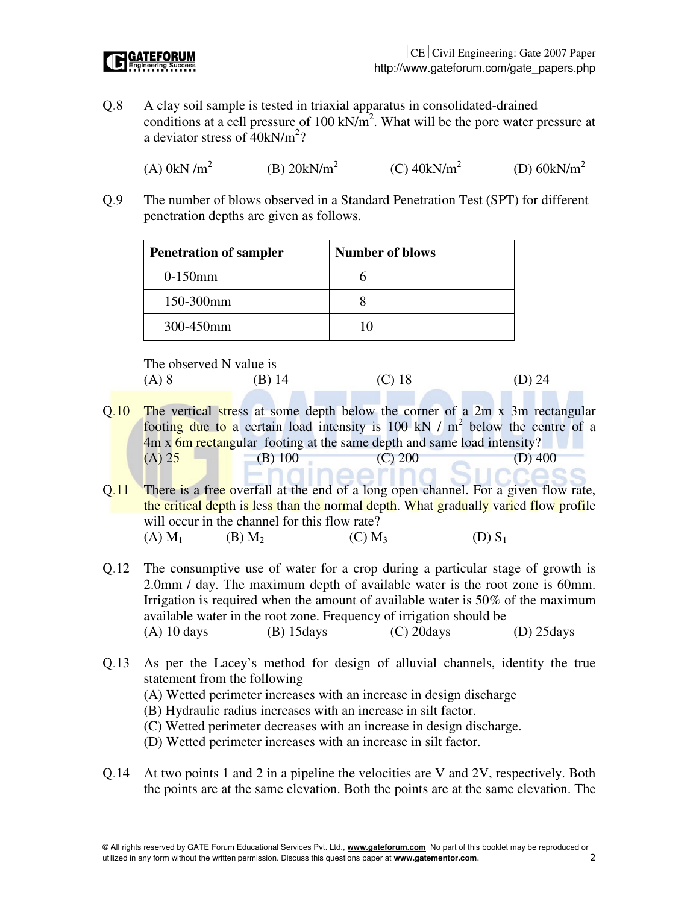Q.8 A clay soil sample is tested in triaxial apparatus in consolidated-drained conditions at a cell pressure of 100 kN/m$^2$. What will be the pore water pressure at a deviator stress of 40kN/m$^2$?

(A) 0kN /m$^2$ (B) 20kN/m$^2$ (C) 40kN/m$^2$ (D) 60kN/m$^2$

Q.9 The number of blows observed in a Standard Penetration Test (SPT) for different penetration depths are given as follows.

| Penetration of sampler | Number of blows |
| --- | --- |
| 0-150mm | 6 |
| 150-300mm | 8 |
| 300-450mm | 10 |

The observed N value is

(A) 8 (B) 14 (C) 18 (D) 24

Q.10 The vertical stress at some depth below the corner of a 2m x 3m rectangular footing due to a certain load intensity is 100 kN / m$^2$ below the centre of a 4m x 6m rectangular footing at the same depth and same load intensity?

(A) 25 (B) 100 (C) 200 (D) 400

Q.11 There is a free overfall at the end of a long open channel. For a given flow rate, the critical depth is less than the normal depth. What gradually varied flow profile will occur in the channel for this flow rate?

(A) $M_1$ (B) $M_2$ (C) $M_3$ (D) $S_1$

Q.12 The consumptive use of water for a crop during a particular stage of growth is 2.0mm / day. The maximum depth of available water is the root zone is 60mm. Irrigation is required when the amount of available water is 50% of the maximum available water in the root zone. Frequency of irrigation should be

(A) 10 days (B) 15days (C) 20days (D) 25days

Q.13 As per the Lacey's method for design of alluvial channels, identity the true statement from the following

(A) Wetted perimeter increases with an increase in design discharge

(B) Hydraulic radius increases with an increase in silt factor.

(C) Wetted perimeter decreases with an increase in design discharge.

(D) Wetted perimeter increases with an increase in silt factor.

Q.14 At two points 1 and 2 in a pipeline the velocities are V and 2V, respectively. Both the points are at the same elevation. Both the points are at the same elevation. The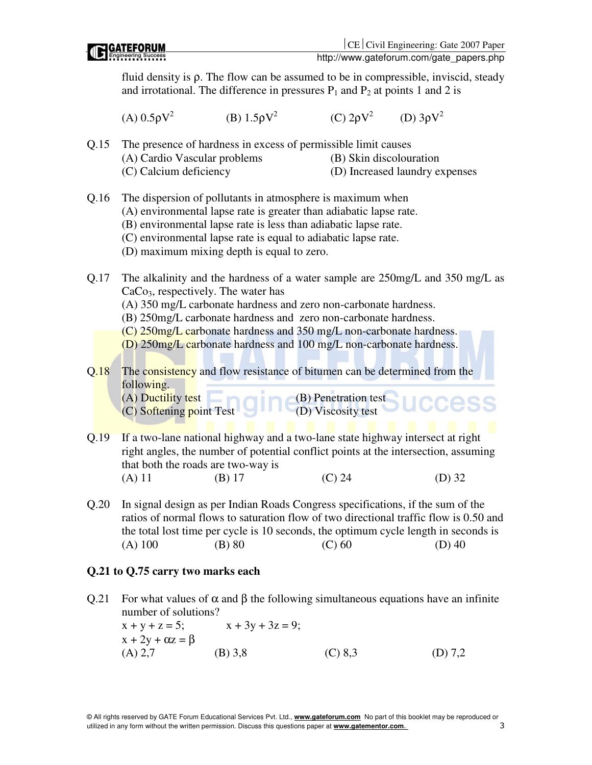fluid density is ρ. The flow can be assumed to be in compressible, inviscid, steady and irrotational. The difference in pressures $P_1$ and $P_2$ at points 1 and 2 is

(A) $0.5\rho V^2$ (B) $1.5\rho V^2$ (C) $2\rho V^2$ (D) $3\rho V^2$

Q.15 The presence of hardness in excess of permissible limit causes
(A) Cardio Vascular problems
(B) Skin discolouration
(C) Calcium deficiency
(D) Increased laundry expenses

Q.16 The dispersion of pollutants in atmosphere is maximum when
(A) environmental lapse rate is greater than adiabatic lapse rate.
(B) environmental lapse rate is less than adiabatic lapse rate.
(C) environmental lapse rate is equal to adiabatic lapse rate.
(D) maximum mixing depth is equal to zero.

Q.17 The alkalinity and the hardness of a water sample are 250mg/L and 350 mg/L as $CaCo_3$, respectively. The water has
(A) 350 mg/L carbonate hardness and zero non-carbonate hardness.
(B) 250mg/L carbonate hardness and zero non-carbonate hardness.
(C) 250mg/L carbonate hardness and 350 mg/L non-carbonate hardness.
(D) 250mg/L carbonate hardness and 100 mg/L non-carbonate hardness.

Q.18 The consistency and flow resistance of bitumen can be determined from the following.
(A) Ductility test
(B) Penetration test
(C) Softening point Test
(D) Viscosity test

Q.19 If a two-lane national highway and a two-lane state highway intersect at right right angles, the number of potential conflict points at the intersection, assuming that both the roads are two-way is
(A) 11 (B) 17 (C) 24 (D) 32

Q.20 In signal design as per Indian Roads Congress specifications, if the sum of the ratios of normal flows to saturation flow of two directional traffic flow is 0.50 and the total lost time per cycle is 10 seconds, the optimum cycle length in seconds is
(A) 100 (B) 80 (C) 60 (D) 40

**Q.21 to Q.75 carry two marks each**

Q.21 For what values of α and β the following simultaneous equations have an infinite number of solutions?

$x + y + z = 5;$ $x + 3y + 3z = 9;$

$x + 2y + \alpha z = \beta$

(A) 2,7 (B) 3,8 (C) 8,3 (D) 7,2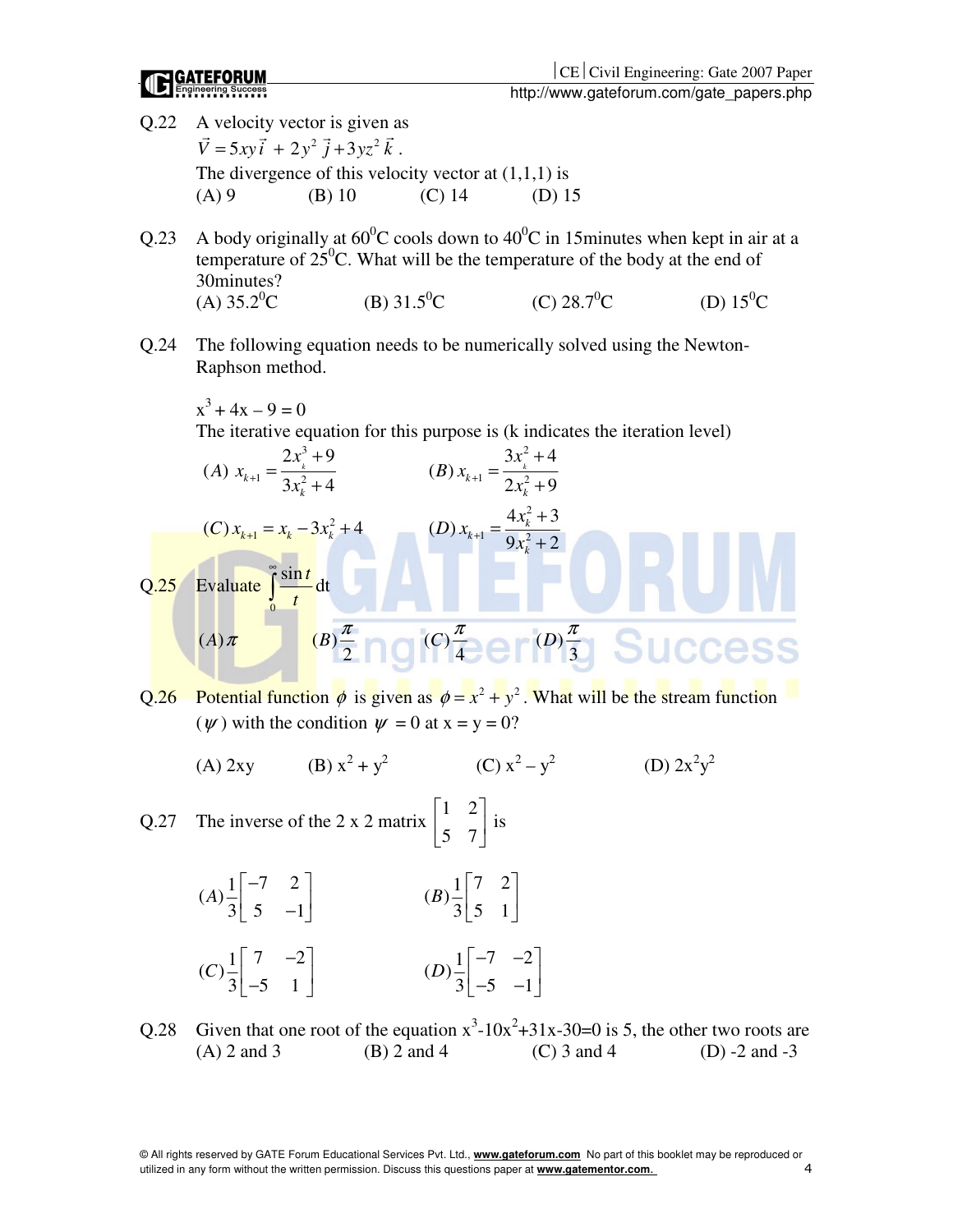Q.22 A velocity vector is given as

$\vec{V} = 5xy\,\vec{i} + 2y^2\,\vec{j} + 3yz^2\,\vec{k}$.

The divergence of this velocity vector at (1,1,1) is

(A) 9 (B) 10 (C) 14 (D) 15

Q.23 A body originally at $60^0$C cools down to $40^0$C in 15minutes when kept in air at a temperature of $25^0$C. What will be the temperature of the body at the end of 30minutes?

(A) $35.2^0$C (B) $31.5^0$C (C) $28.7^0$C (D) $15^0$C

Q.24 The following equation needs to be numerically solved using the Newton-Raphson method.

$x^3 + 4x - 9 = 0$

The iterative equation for this purpose is (k indicates the iteration level)

(A) $x_{k+1} = \dfrac{2x_k^3 + 9}{3x_k^2 + 4}$ (B) $x_{k+1} = \dfrac{3x_k^2 + 4}{2x_k^2 + 9}$

(C) $x_{k+1} = x_k - 3x_k^2 + 4$ (D) $x_{k+1} = \dfrac{4x_k^2 + 3}{9x_k^2 + 2}$

Q.25 Evaluate $\displaystyle\int_0^{\infty} \frac{\sin t}{t}\,dt$

(A) $\pi$ (B) $\dfrac{\pi}{2}$ (C) $\dfrac{\pi}{4}$ (D) $\dfrac{\pi}{3}$

Q.26 Potential function $\phi$ is given as $\phi = x^2 + y^2$. What will be the stream function ($\psi$) with the condition $\psi = 0$ at x = y = 0?

(A) 2xy (B) $x^2 + y^2$ (C) $x^2 - y^2$ (D) $2x^2y^2$

Q.27 The inverse of the 2 x 2 matrix $\begin{bmatrix} 1 & 2 \\ 5 & 7 \end{bmatrix}$ is

(A) $\dfrac{1}{3}\begin{bmatrix} -7 & 2 \\ 5 & -1 \end{bmatrix}$ (B) $\dfrac{1}{3}\begin{bmatrix} 7 & 2 \\ 5 & 1 \end{bmatrix}$

(C) $\dfrac{1}{3}\begin{bmatrix} 7 & -2 \\ -5 & 1 \end{bmatrix}$ (D) $\dfrac{1}{3}\begin{bmatrix} -7 & -2 \\ -5 & -1 \end{bmatrix}$

Q.28 Given that one root of the equation $x^3 - 10x^2 + 31x - 30 = 0$ is 5, the other two roots are

(A) 2 and 3 (B) 2 and 4 (C) 3 and 4 (D) -2 and -3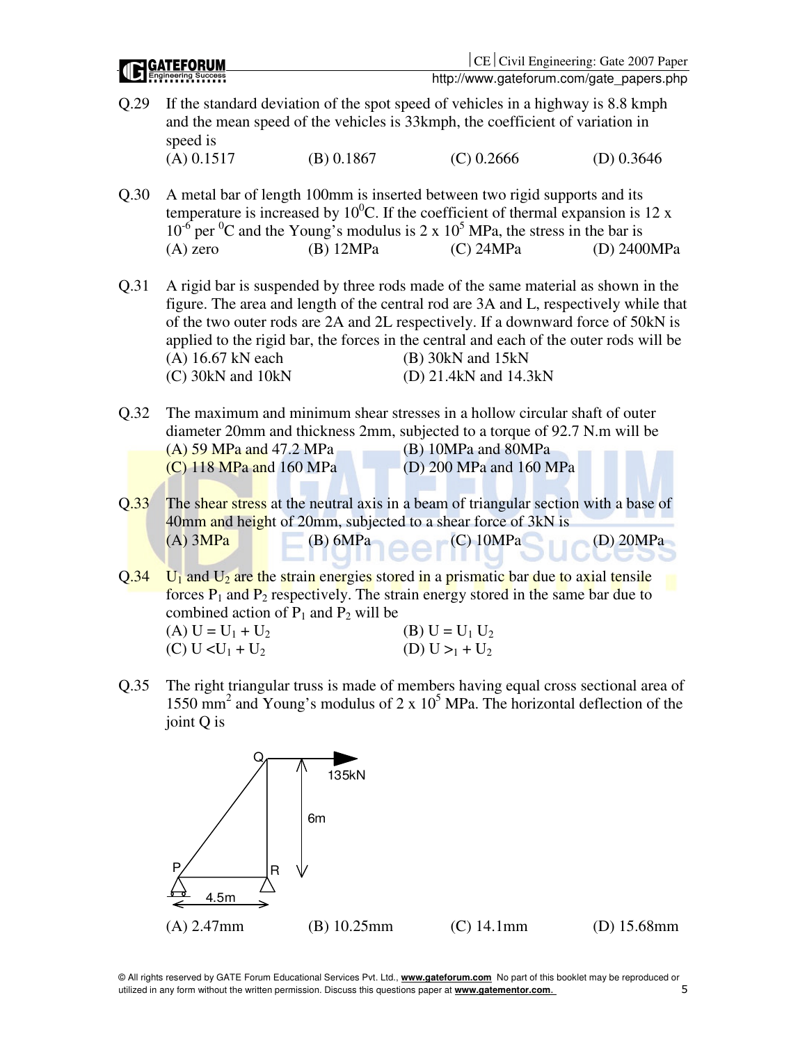Q.29 If the standard deviation of the spot speed of vehicles in a highway is 8.8 kmph and the mean speed of the vehicles is 33kmph, the coefficient of variation in speed is

(A) 0.1517 (B) 0.1867 (C) 0.2666 (D) 0.3646

Q.30 A metal bar of length 100mm is inserted between two rigid supports and its temperature is increased by $10^0$C. If the coefficient of thermal expansion is 12 x $10^{-6}$ per $^0$C and the Young's modulus is 2 x $10^5$ MPa, the stress in the bar is

(A) zero (B) 12MPa (C) 24MPa (D) 2400MPa

Q.31 A rigid bar is suspended by three rods made of the same material as shown in the figure. The area and length of the central rod are 3A and L, respectively while that of the two outer rods are 2A and 2L respectively. If a downward force of 50kN is applied to the rigid bar, the forces in the central and each of the outer rods will be

(A) 16.67 kN each (B) 30kN and 15kN
(C) 30kN and 10kN (D) 21.4kN and 14.3kN

Q.32 The maximum and minimum shear stresses in a hollow circular shaft of outer diameter 20mm and thickness 2mm, subjected to a torque of 92.7 N.m will be

(A) 59 MPa and 47.2 MPa (B) 10MPa and 80MPa
(C) 118 MPa and 160 MPa (D) 200 MPa and 160 MPa

Q.33 The shear stress at the neutral axis in a beam of triangular section with a base of 40mm and height of 20mm, subjected to a shear force of 3kN is

(A) 3MPa (B) 6MPa (C) 10MPa (D) 20MPa

Q.34 $U_1$ and $U_2$ are the strain energies stored in a prismatic bar due to axial tensile forces $P_1$ and $P_2$ respectively. The strain energy stored in the same bar due to combined action of $P_1$ and $P_2$ will be

(A) $U = U_1 + U_2$ (B) $U = U_1 U_2$
(C) $U < U_1 + U_2$ (D) $U >_1 + U_2$

Q.35 The right triangular truss is made of members having equal cross sectional area of 1550 $mm^2$ and Young's modulus of 2 x $10^5$ MPa. The horizontal deflection of the joint Q is

Q — 135kN; 6m; P — R; 4.5m

(A) 2.47mm (B) 10.25mm (C) 14.1mm (D) 15.68mm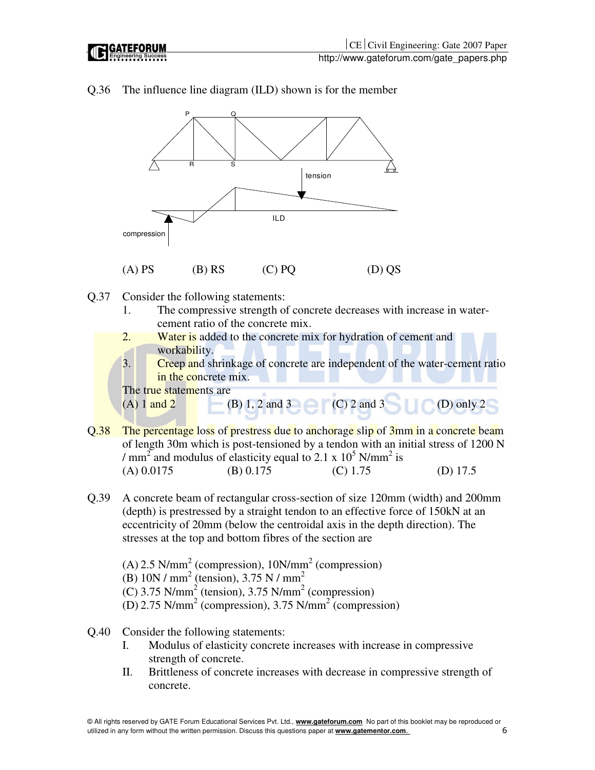Q.36 The influence line diagram (ILD) shown is for the member

(A) PS (B) RS (C) PQ (D) QS

Q.37 Consider the following statements:

1. The compressive strength of concrete decreases with increase in water-cement ratio of the concrete mix.
2. Water is added to the concrete mix for hydration of cement and workability.
3. Creep and shrinkage of concrete are independent of the water-cement ratio in the concrete mix.

The true statements are

(A) 1 and 2 (B) 1, 2 and 3 (C) 2 and 3 (D) only 2

Q.38 The percentage loss of prestress due to anchorage slip of 3mm in a concrete beam of length 30m which is post-tensioned by a tendon with an initial stress of 1200 N / $mm^2$ and modulus of elasticity equal to $2.1 \times 10^5$ N/$mm^2$ is

(A) 0.0175 (B) 0.175 (C) 1.75 (D) 17.5

Q.39 A concrete beam of rectangular cross-section of size 120mm (width) and 200mm (depth) is prestressed by a straight tendon to an effective force of 150kN at an eccentricity of 20mm (below the centroidal axis in the depth direction). The stresses at the top and bottom fibres of the section are

(A) 2.5 N/$mm^2$ (compression), 10N/$mm^2$ (compression)
(B) 10N / $mm^2$ (tension), 3.75 N / $mm^2$
(C) 3.75 N/$mm^2$ (tension), 3.75 N/$mm^2$ (compression)
(D) 2.75 N/$mm^2$ (compression), 3.75 N/$mm^2$ (compression)

Q.40 Consider the following statements:

I. Modulus of elasticity concrete increases with increase in compressive strength of concrete.
II. Brittleness of concrete increases with decrease in compressive strength of concrete.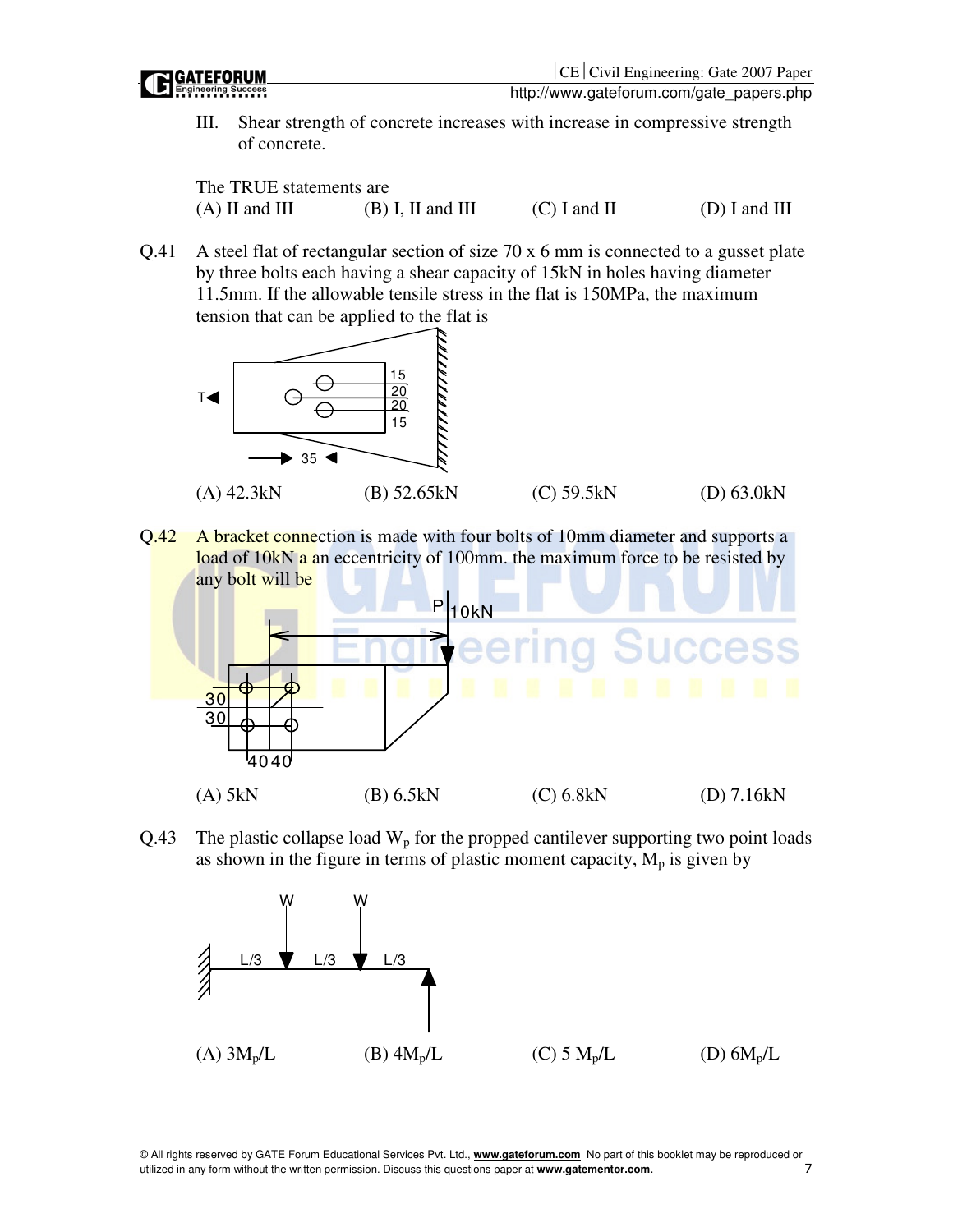III. Shear strength of concrete increases with increase in compressive strength of concrete.

The TRUE statements are

(A) II and III (B) I, II and III (C) I and II (D) I and III

Q.41 A steel flat of rectangular section of size 70 x 6 mm is connected to a gusset plate by three bolts each having a shear capacity of 15kN in holes having diameter 11.5mm. If the allowable tensile stress in the flat is 150MPa, the maximum tension that can be applied to the flat is

(A) 42.3kN (B) 52.65kN (C) 59.5kN (D) 63.0kN

Q.42 A bracket connection is made with four bolts of 10mm diameter and supports a load of 10kN a an eccentricity of 100mm. the maximum force to be resisted by any bolt will be

(A) 5kN (B) 6.5kN (C) 6.8kN (D) 7.16kN

Q.43 The plastic collapse load $W_p$ for the propped cantilever supporting two point loads as shown in the figure in terms of plastic moment capacity, $M_p$ is given by

(A) $3M_p/L$ (B) $4M_p/L$ (C) $5M_p/L$ (D) $6M_p/L$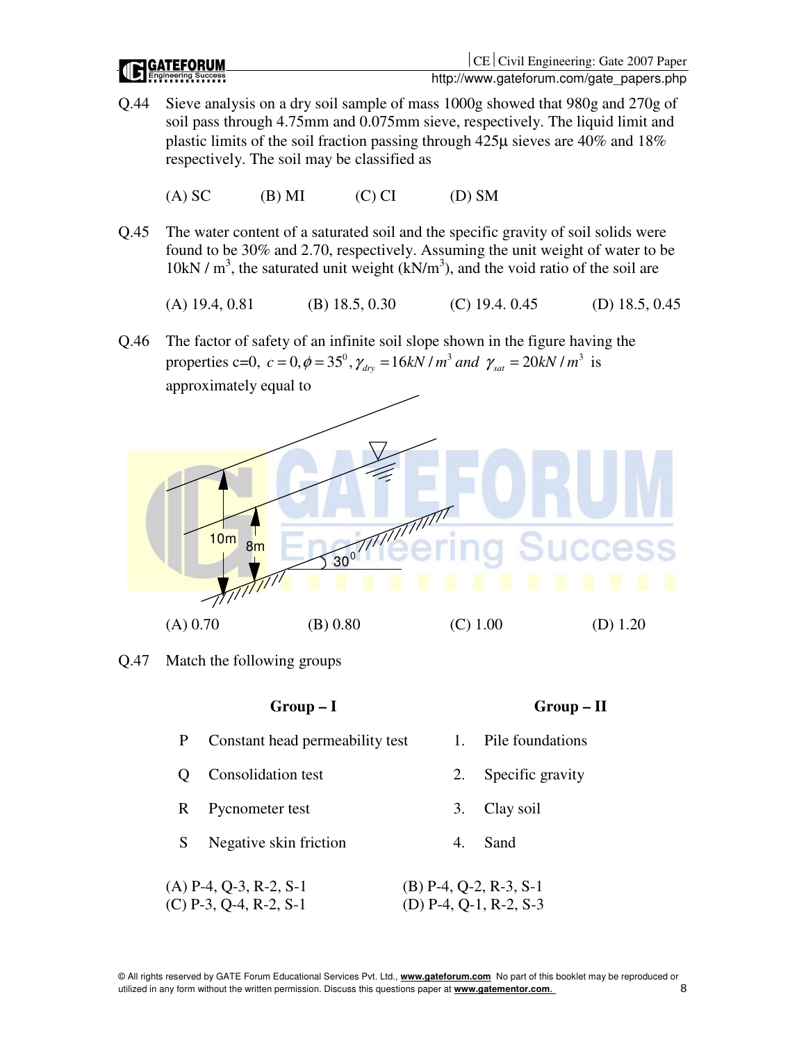Q.44 Sieve analysis on a dry soil sample of mass 1000g showed that 980g and 270g of soil pass through 4.75mm and 0.075mm sieve, respectively. The liquid limit and plastic limits of the soil fraction passing through 425µ sieves are 40% and 18% respectively. The soil may be classified as

(A) SC (B) MI (C) CI (D) SM

Q.45 The water content of a saturated soil and the specific gravity of soil solids were found to be 30% and 2.70, respectively. Assuming the unit weight of water to be 10kN / m$^3$, the saturated unit weight (kN/m$^3$), and the void ratio of the soil are

(A) 19.4, 0.81 (B) 18.5, 0.30 (C) 19.4. 0.45 (D) 18.5, 0.45

Q.46 The factor of safety of an infinite soil slope shown in the figure having the properties c=0, $c = 0, \phi = 35^0, \gamma_{dry} = 16kN/m^3$ and $\gamma_{sat} = 20kN/m^3$ is approximately equal to

10m

8m

$30^0$

(A) 0.70 (B) 0.80 (C) 1.00 (D) 1.20

Q.47 Match the following groups

| | Group – I | | Group – II |
|---|---|---|---|
| P | Constant head permeability test | 1. | Pile foundations |
| Q | Consolidation test | 2. | Specific gravity |
| R | Pycnometer test | 3. | Clay soil |
| S | Negative skin friction | 4. | Sand |

(A) P-4, Q-3, R-2, S-1
(B) P-4, Q-2, R-3, S-1
(C) P-3, Q-4, R-2, S-1
(D) P-4, Q-1, R-2, S-3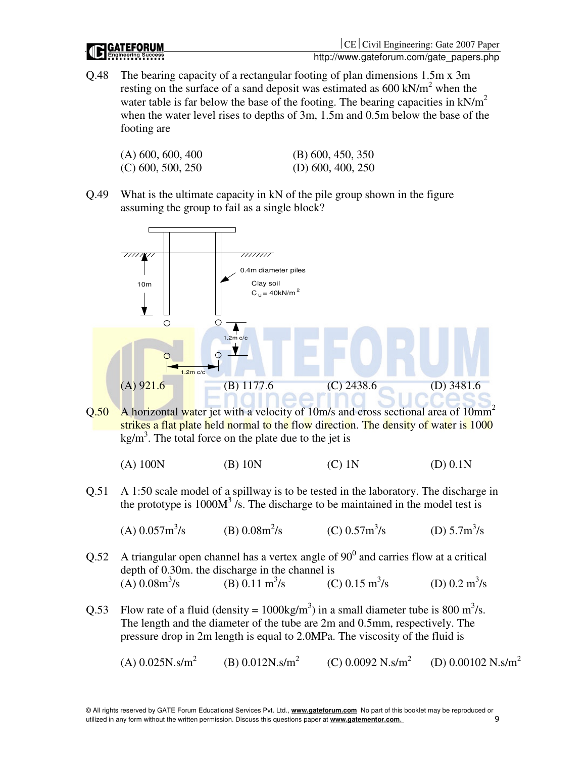Q.48 The bearing capacity of a rectangular footing of plan dimensions 1.5m x 3m resting on the surface of a sand deposit was estimated as 600 $kN/m^2$ when the water table is far below the base of the footing. The bearing capacities in $kN/m^2$ when the water level rises to depths of 3m, 1.5m and 0.5m below the base of the footing are

(A) 600, 600, 400
(B) 600, 450, 350
(C) 600, 500, 250
(D) 600, 400, 250

Q.49 What is the ultimate capacity in kN of the pile group shown in the figure assuming the group to fail as a single block?

10m

0.4m diameter piles

Clay soil

$C_u = 40kN/m^2$

1.2m c/c

1.2m c/c

(A) 921.6
(B) 1177.6
(C) 2438.6
(D) 3481.6

Q.50 A horizontal water jet with a velocity of 10m/s and cross sectional area of $10mm^2$ strikes a flat plate held normal to the flow direction. The density of water is 1000 $kg/m^3$. The total force on the plate due to the jet is

(A) 100N
(B) 10N
(C) 1N
(D) 0.1N

Q.51 A 1:50 scale model of a spillway is to be tested in the laboratory. The discharge in the prototype is $1000M^3$ /s. The discharge to be maintained in the model test is

(A) $0.057m^3/s$
(B) $0.08m^2/s$
(C) $0.57m^3/s$
(D) $5.7m^3/s$

Q.52 A triangular open channel has a vertex angle of $90^0$ and carries flow at a critical depth of 0.30m. the discharge in the channel is

(A) $0.08m^3/s$
(B) 0.11 $m^3/s$
(C) 0.15 $m^3/s$
(D) 0.2 $m^3/s$

Q.53 Flow rate of a fluid (density = $1000kg/m^3$) in a small diameter tube is 800 $m^3/s$. The length and the diameter of the tube are 2m and 0.5mm, respectively. The pressure drop in 2m length is equal to 2.0MPa. The viscosity of the fluid is

(A) $0.025N.s/m^2$
(B) $0.012N.s/m^2$
(C) 0.0092 $N.s/m^2$
(D) 0.00102 $N.s/m^2$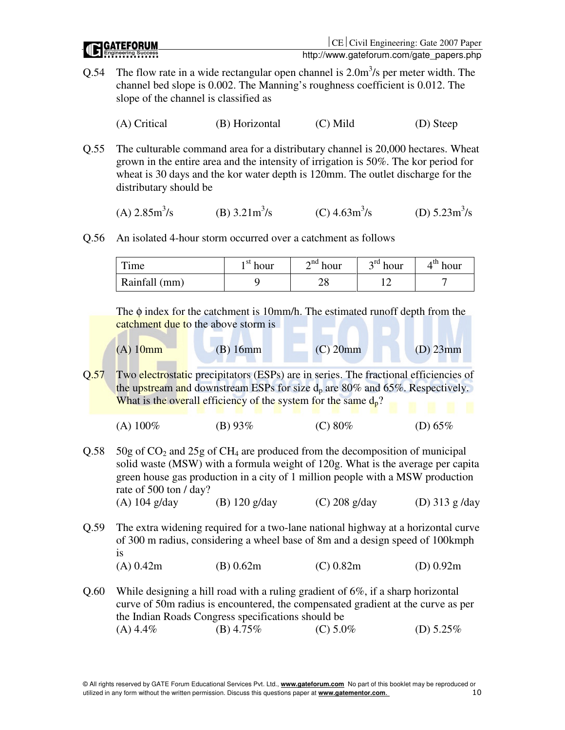Q.54 The flow rate in a wide rectangular open channel is $2.0m^3/s$ per meter width. The channel bed slope is 0.002. The Manning's roughness coefficient is 0.012. The slope of the channel is classified as

(A) Critical (B) Horizontal (C) Mild (D) Steep

Q.55 The culturable command area for a distributary channel is 20,000 hectares. Wheat grown in the entire area and the intensity of irrigation is 50%. The kor period for wheat is 30 days and the kor water depth is 120mm. The outlet discharge for the distributary should be

(A) $2.85m^3/s$ (B) $3.21m^3/s$ (C) $4.63m^3/s$ (D) $5.23m^3/s$

Q.56 An isolated 4-hour storm occurred over a catchment as follows

| Time | 1st hour | 2nd hour | 3rd hour | 4th hour |
|---|---|---|---|---|
| Rainfall (mm) | 9 | 28 | 12 | 7 |

The $\phi$ index for the catchment is 10mm/h. The estimated runoff depth from the catchment due to the above storm is

(A) 10mm (B) 16mm (C) 20mm (D) 23mm

Q.57 Two electrostatic precipitators (ESPs) are in series. The fractional efficiencies of the upstream and downstream ESPs for size $d_p$ are 80% and 65%. Respectively. What is the overall efficiency of the system for the same $d_p$?

(A) 100% (B) 93% (C) 80% (D) 65%

Q.58 50g of $CO_2$ and 25g of $CH_4$ are produced from the decomposition of municipal solid waste (MSW) with a formula weight of 120g. What is the average per capita green house gas production in a city of 1 million people with a MSW production rate of 500 ton / day?

(A) 104 g/day (B) 120 g/day (C) 208 g/day (D) 313 g /day

Q.59 The extra widening required for a two-lane national highway at a horizontal curve of 300 m radius, considering a wheel base of 8m and a design speed of 100kmph is

(A) 0.42m (B) 0.62m (C) 0.82m (D) 0.92m

Q.60 While designing a hill road with a ruling gradient of 6%, if a sharp horizontal curve of 50m radius is encountered, the compensated gradient at the curve as per the Indian Roads Congress specifications should be

(A) 4.4% (B) 4.75% (C) 5.0% (D) 5.25%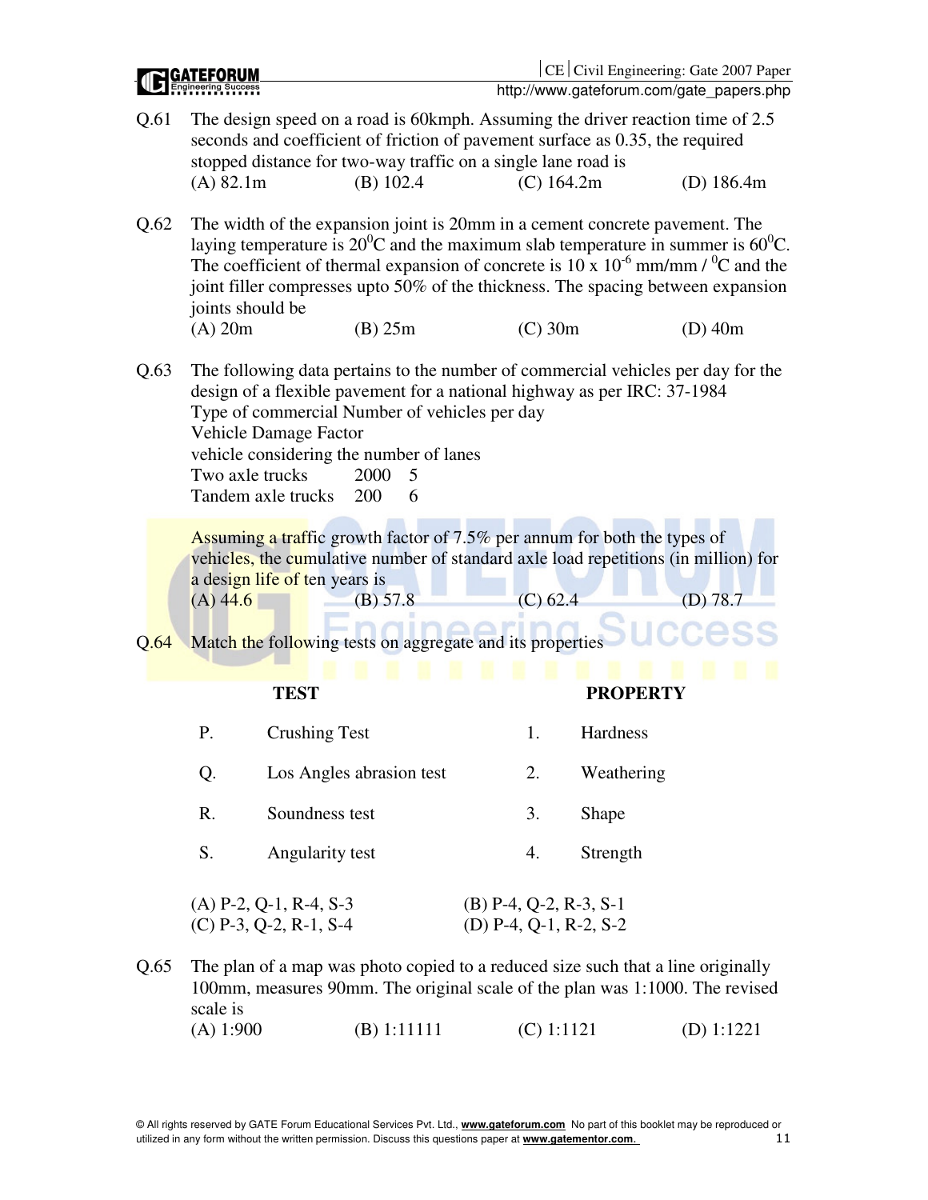Q.61 The design speed on a road is 60kmph. Assuming the driver reaction time of 2.5 seconds and coefficient of friction of pavement surface as 0.35, the required stopped distance for two-way traffic on a single lane road is

(A) 82.1m (B) 102.4 (C) 164.2m (D) 186.4m

Q.62 The width of the expansion joint is 20mm in a cement concrete pavement. The laying temperature is $20^0$C and the maximum slab temperature in summer is $60^0$C. The coefficient of thermal expansion of concrete is $10 \times 10^{-6}$ mm/mm / $^0$C and the joint filler compresses upto 50% of the thickness. The spacing between expansion joints should be

(A) 20m (B) 25m (C) 30m (D) 40m

Q.63 The following data pertains to the number of commercial vehicles per day for the design of a flexible pavement for a national highway as per IRC: 37-1984

Type of commercial Number of vehicles per day
Vehicle Damage Factor
vehicle considering the number of lanes

| | | |
|---|---|---|
| Two axle trucks | 2000 | 5 |
| Tandem axle trucks | 200 | 6 |

Assuming a traffic growth factor of 7.5% per annum for both the types of vehicles, the cumulative number of standard axle load repetitions (in million) for a design life of ten years is

(A) 44.6 (B) 57.8 (C) 62.4 (D) 78.7

Q.64 Match the following tests on aggregate and its properties

| | TEST | | PROPERTY |
|---|---|---|---|
| P. | Crushing Test | 1. | Hardness |
| Q. | Los Angles abrasion test | 2. | Weathering |
| R. | Soundness test | 3. | Shape |
| S. | Angularity test | 4. | Strength |

(A) P-2, Q-1, R-4, S-3 (B) P-4, Q-2, R-3, S-1
(C) P-3, Q-2, R-1, S-4 (D) P-4, Q-1, R-2, S-2

Q.65 The plan of a map was photo copied to a reduced size such that a line originally 100mm, measures 90mm. The original scale of the plan was 1:1000. The revised scale is

(A) 1:900 (B) 1:11111 (C) 1:1121 (D) 1:1221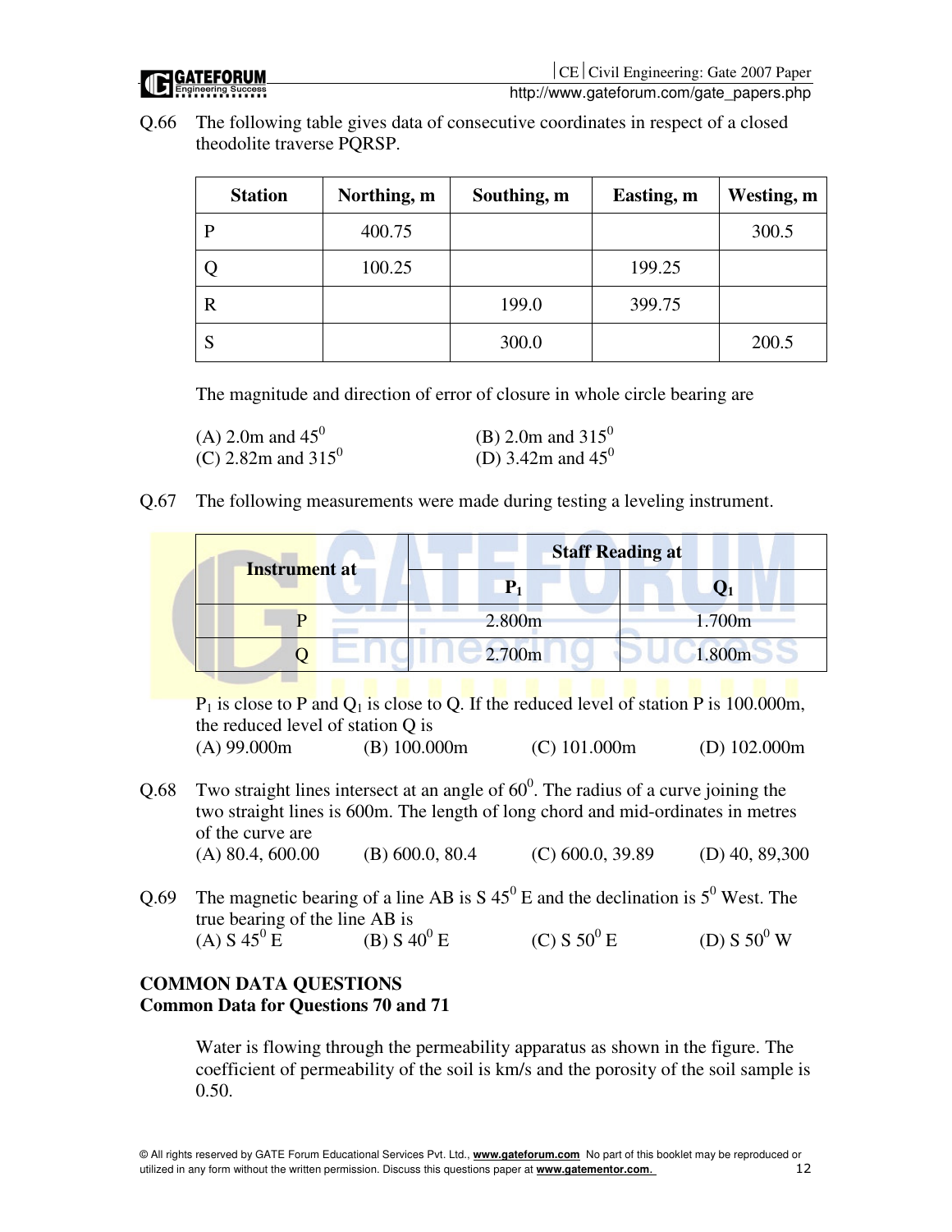Q.66 The following table gives data of consecutive coordinates in respect of a closed theodolite traverse PQRSP.

| Station | Northing, m | Southing, m | Easting, m | Westing, m |
|---|---|---|---|---|
| P | 400.75 | | | 300.5 |
| Q | 100.25 | | 199.25 | |
| R | | 199.0 | 399.75 | |
| S | | 300.0 | | 200.5 |

The magnitude and direction of error of closure in whole circle bearing are

(A) 2.0m and $45^0$ (B) 2.0m and $315^0$
(C) 2.82m and $315^0$ (D) 3.42m and $45^0$

Q.67 The following measurements were made during testing a leveling instrument.

| Instrument at | Staff Reading at | |
|---|---|---|
| | $P_1$ | $Q_1$ |
| P | 2.800m | 1.700m |
| Q | 2.700m | 1.800m |

$P_1$ is close to P and $Q_1$ is close to Q. If the reduced level of station P is 100.000m, the reduced level of station Q is

(A) 99.000m (B) 100.000m (C) 101.000m (D) 102.000m

Q.68 Two straight lines intersect at an angle of $60^0$. The radius of a curve joining the two straight lines is 600m. The length of long chord and mid-ordinates in metres of the curve are

(A) 80.4, 600.00 (B) 600.0, 80.4 (C) 600.0, 39.89 (D) 40, 89,300

Q.69 The magnetic bearing of a line AB is S $45^0$ E and the declination is $5^0$ West. The true bearing of the line AB is

(A) S $45^0$ E (B) S $40^0$ E (C) S $50^0$ E (D) S $50^0$ W

**COMMON DATA QUESTIONS**

**Common Data for Questions 70 and 71**

Water is flowing through the permeability apparatus as shown in the figure. The coefficient of permeability of the soil is km/s and the porosity of the soil sample is 0.50.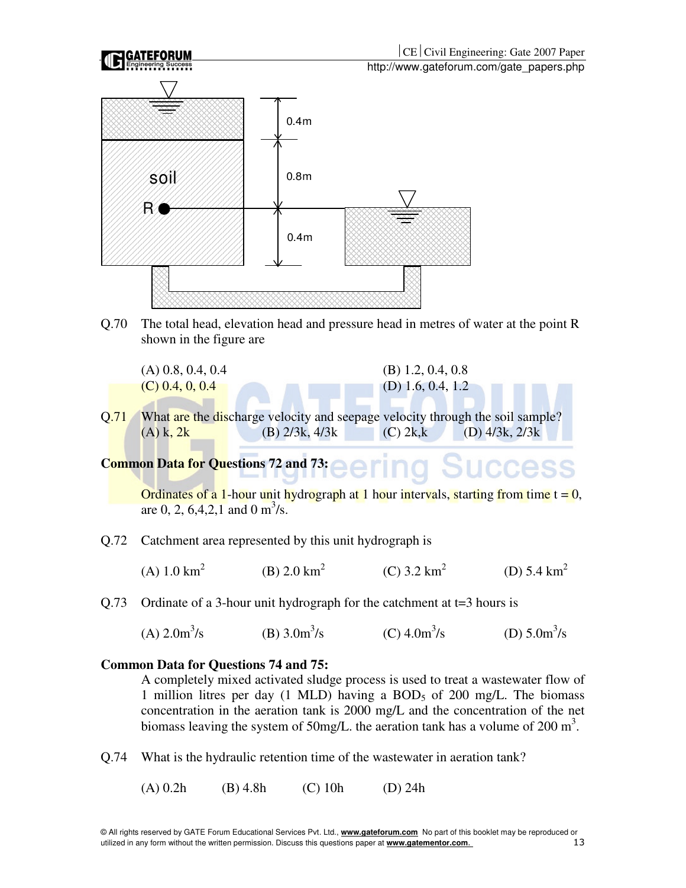Q.70 The total head, elevation head and pressure head in metres of water at the point R shown in the figure are

(A) 0.8, 0.4, 0.4 (B) 1.2, 0.4, 0.8
(C) 0.4, 0, 0.4 (D) 1.6, 0.4, 1.2

Q.71 What are the discharge velocity and seepage velocity through the soil sample?
(A) k, 2k (B) 2/3k, 4/3k (C) 2k,k (D) 4/3k, 2/3k

**Common Data for Questions 72 and 73:**

Ordinates of a 1-hour unit hydrograph at 1 hour intervals, starting from time t = 0, are 0, 2, 6,4,2,1 and 0 $m^3/s$.

Q.72 Catchment area represented by this unit hydrograph is

(A) 1.0 $km^2$ (B) 2.0 $km^2$ (C) 3.2 $km^2$ (D) 5.4 $km^2$

Q.73 Ordinate of a 3-hour unit hydrograph for the catchment at t=3 hours is

(A) 2.0$m^3/s$ (B) 3.0$m^3/s$ (C) 4.0$m^3/s$ (D) 5.0$m^3/s$

**Common Data for Questions 74 and 75:**

A completely mixed activated sludge process is used to treat a wastewater flow of 1 million litres per day (1 MLD) having a $BOD_5$ of 200 mg/L. The biomass concentration in the aeration tank is 2000 mg/L and the concentration of the net biomass leaving the system of 50mg/L. the aeration tank has a volume of 200 $m^3$.

Q.74 What is the hydraulic retention time of the wastewater in aeration tank?

(A) 0.2h (B) 4.8h (C) 10h (D) 24h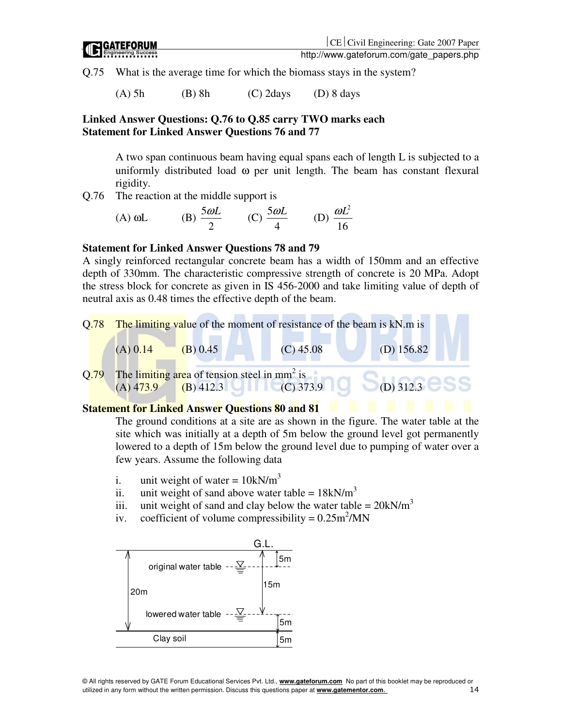Q.75 What is the average time for which the biomass stays in the system?

(A) 5h (B) 8h (C) 2days (D) 8 days

**Linked Answer Questions: Q.76 to Q.85 carry TWO marks each**
**Statement for Linked Answer Questions 76 and 77**

A two span continuous beam having equal spans each of length L is subjected to a uniformly distributed load ω per unit length. The beam has constant flexural rigidity.

Q.76 The reaction at the middle support is

(A) ωL (B) $\frac{5\omega L}{2}$ (C) $\frac{5\omega L}{4}$ (D) $\frac{\omega L^2}{16}$

**Statement for Linked Answer Questions 78 and 79**

A singly reinforced rectangular concrete beam has a width of 150mm and an effective depth of 330mm. The characteristic compressive strength of concrete is 20 MPa. Adopt the stress block for concrete as given in IS 456-2000 and take limiting value of depth of neutral axis as 0.48 times the effective depth of the beam.

Q.78 The limiting value of the moment of resistance of the beam is kN.m is

(A) 0.14 (B) 0.45 (C) 45.08 (D) 156.82

Q.79 The limiting area of tension steel in $mm^2$ is

(A) 473.9 (B) 412.3 (C) 373.9 (D) 312.3

**Statement for Linked Answer Questions 80 and 81**

The ground conditions at a site are as shown in the figure. The water table at the site which was initially at a depth of 5m below the ground level got permanently lowered to a depth of 15m below the ground level due to pumping of water over a few years. Assume the following data

i. unit weight of water = $10 kN/m^3$
ii. unit weight of sand above water table = $18 kN/m^3$
iii. unit weight of sand and clay below the water table = $20 kN/m^3$
iv. coefficient of volume compressibility = $0.25 m^2/MN$

G.L.

original water table — 5m below G.L.

lowered water table — 15m below G.L.

20m (G.L. to top of clay), 5m (lowered water table to top of clay)

Clay soil — 5m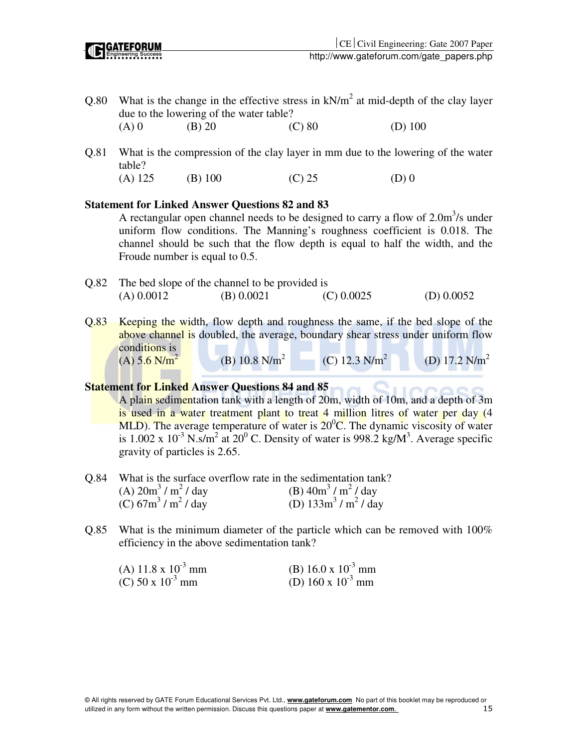Q.80 What is the change in the effective stress in $kN/m^2$ at mid-depth of the clay layer due to the lowering of the water table?

(A) 0 (B) 20 (C) 80 (D) 100

Q.81 What is the compression of the clay layer in mm due to the lowering of the water table?

(A) 125 (B) 100 (C) 25 (D) 0

**Statement for Linked Answer Questions 82 and 83**

A rectangular open channel needs to be designed to carry a flow of $2.0m^3/s$ under uniform flow conditions. The Manning's roughness coefficient is 0.018. The channel should be such that the flow depth is equal to half the width, and the Froude number is equal to 0.5.

Q.82 The bed slope of the channel to be provided is

(A) 0.0012 (B) 0.0021 (C) 0.0025 (D) 0.0052

Q.83 Keeping the width, flow depth and roughness the same, if the bed slope of the above channel is doubled, the average, boundary shear stress under uniform flow conditions is

(A) 5.6 $N/m^2$ (B) 10.8 $N/m^2$ (C) 12.3 $N/m^2$ (D) 17.2 $N/m^2$

**Statement for Linked Answer Questions 84 and 85**

A plain sedimentation tank with a length of 20m, width of 10m, and a depth of 3m is used in a water treatment plant to treat 4 million litres of water per day (4 MLD). The average temperature of water is $20^0C$. The dynamic viscosity of water is $1.002 \times 10^{-3}$ $N.s/m^2$ at $20^0$ C. Density of water is 998.2 $kg/M^3$. Average specific gravity of particles is 2.65.

Q.84 What is the surface overflow rate in the sedimentation tank?

(A) $20m^3 / m^2 / day$ (B) $40m^3 / m^2 / day$
(C) $67m^3 / m^2 / day$ (D) $133m^3 / m^2 / day$

Q.85 What is the minimum diameter of the particle which can be removed with 100% efficiency in the above sedimentation tank?

(A) $11.8 \times 10^{-3}$ mm (B) $16.0 \times 10^{-3}$ mm
(C) $50 \times 10^{-3}$ mm (D) $160 \times 10^{-3}$ mm